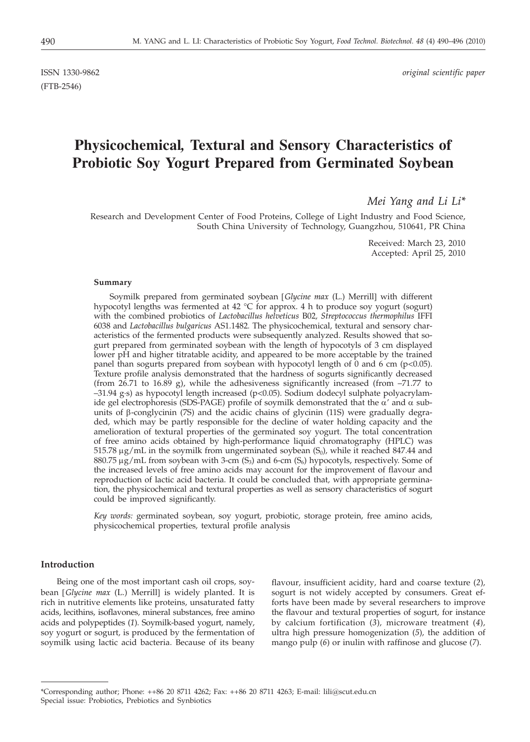ISSN 1330-9862 *original scientific paper*

(FTB-2546)

# Physicochemical, Textural and Sensory Characteristics of Probiotic Soy Yogurt Prepared from Germinated Soybean

*Mei Yang and Li Li\**

Research and Development Center of Food Proteins, College of Light Industry and Food Science, South China University of Technology, Guangzhou, 510641, PR China

Received: March 23, 2010
Accepted: April 25, 2010

### Summary

Soymilk prepared from germinated soybean [*Glycine max* (L.) Merrill] with different hypocotyl lengths was fermented at 42 °C for approx. 4 h to produce soy yogurt (sogurt) with the combined probiotics of *Lactobacillus helveticus* B02, *Streptococcus thermophilus* IFFI 6038 and *Lactobacillus bulgaricus* AS1.1482. The physicochemical, textural and sensory characteristics of the fermented products were subsequently analyzed. Results showed that sogurt prepared from germinated soybean with the length of hypocotyls of 3 cm displayed lower pH and higher titratable acidity, and appeared to be more acceptable by the trained panel than sogurts prepared from soybean with hypocotyl length of 0 and 6 cm ($p<0.05$). Texture profile analysis demonstrated that the hardness of sogurts significantly decreased (from 26.71 to 16.89 g), while the adhesiveness significantly increased (from –71.77 to –31.94 g·s) as hypocotyl length increased ($p<0.05$). Sodium dodecyl sulphate polyacrylamide gel electrophoresis (SDS-PAGE) profile of soymilk demonstrated that the $\alpha'$ and $\alpha$ subunits of $\beta$-conglycinin (7S) and the acidic chains of glycinin (11S) were gradually degraded, which may be partly responsible for the decline of water holding capacity and the amelioration of textural properties of the germinated soy yogurt. The total concentration of free amino acids obtained by high-performance liquid chromatography (HPLC) was 515.78 μg/mL in the soymilk from ungerminated soybean ($S_0$), while it reached 847.44 and 880.75 μg/mL from soybean with 3-cm ($S_3$) and 6-cm ($S_6$) hypocotyls, respectively. Some of the increased levels of free amino acids may account for the improvement of flavour and reproduction of lactic acid bacteria. It could be concluded that, with appropriate germination, the physicochemical and textural properties as well as sensory characteristics of sogurt could be improved significantly.

*Key words:* germinated soybean, soy yogurt, probiotic, storage protein, free amino acids, physicochemical properties, textural profile analysis

## Introduction

Being one of the most important cash oil crops, soybean [*Glycine max* (L.) Merrill] is widely planted. It is rich in nutritive elements like proteins, unsaturated fatty acids, lecithins, isoflavones, mineral substances, free amino acids and polypeptides (*1*). Soymilk-based yogurt, namely, soy yogurt or sogurt, is produced by the fermentation of soymilk using lactic acid bacteria. Because of its beany flavour, insufficient acidity, hard and coarse texture (*2*), sogurt is not widely accepted by consumers. Great efforts have been made by several researchers to improve the flavour and textural properties of sogurt, for instance by calcium fortification (*3*), microware treatment (*4*), ultra high pressure homogenization (*5*), the addition of mango pulp (*6*) or inulin with raffinose and glucose (*7*).

---

\*Corresponding author; Phone: ++86 20 8711 4262; Fax: ++86 20 8711 4263; E-mail: lili@scut.edu.cn
Special issue: Probiotics, Prebiotics and Synbiotics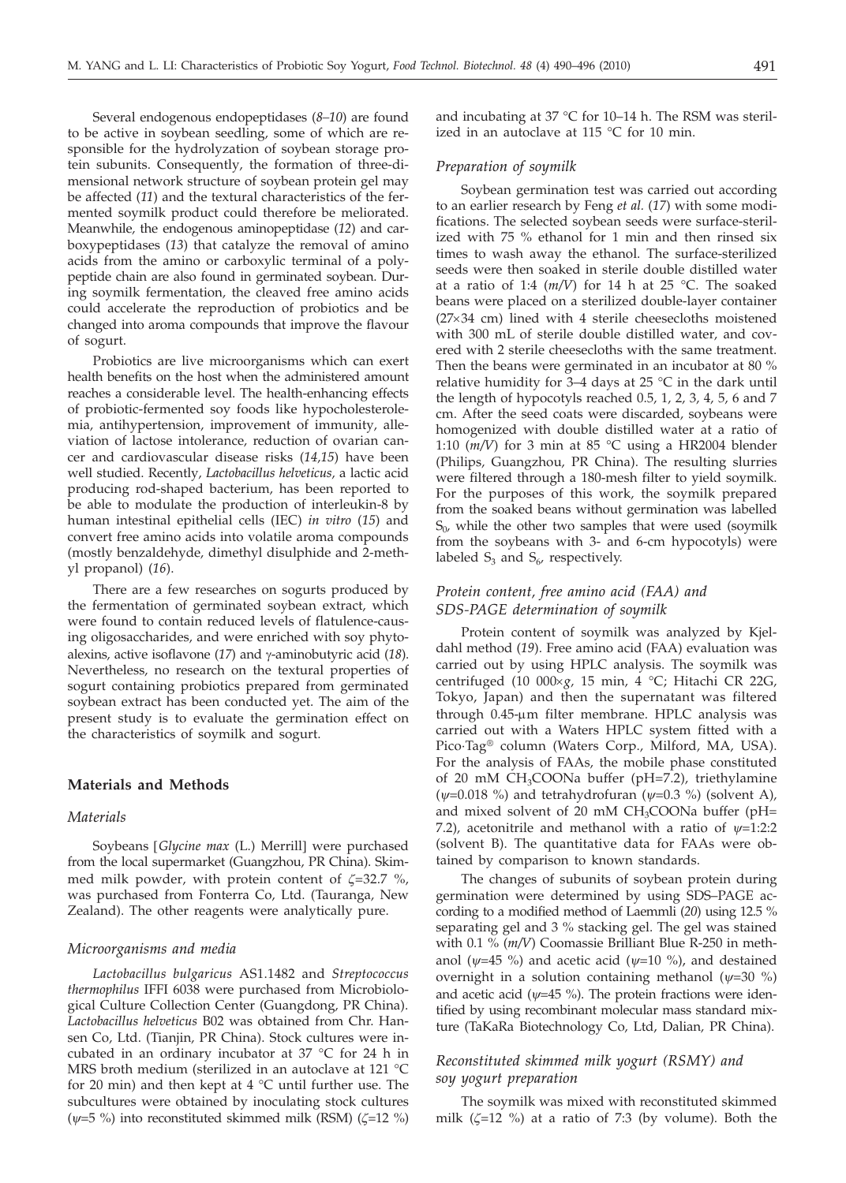Several endogenous endopeptidases (*8–10*) are found to be active in soybean seedling, some of which are responsible for the hydrolyzation of soybean storage protein subunits. Consequently, the formation of three-dimensional network structure of soybean protein gel may be affected (*11*) and the textural characteristics of the fermented soymilk product could therefore be meliorated. Meanwhile, the endogenous aminopeptidase (*12*) and carboxypeptidases (*13*) that catalyze the removal of amino acids from the amino or carboxylic terminal of a polypeptide chain are also found in germinated soybean. During soymilk fermentation, the cleaved free amino acids could accelerate the reproduction of probiotics and be changed into aroma compounds that improve the flavour of sogurt.

Probiotics are live microorganisms which can exert health benefits on the host when the administered amount reaches a considerable level. The health-enhancing effects of probiotic-fermented soy foods like hypocholesterolemia, antihypertension, improvement of immunity, alleviation of lactose intolerance, reduction of ovarian cancer and cardiovascular disease risks (*14,15*) have been well studied. Recently, *Lactobacillus helveticus*, a lactic acid producing rod-shaped bacterium, has been reported to be able to modulate the production of interleukin-8 by human intestinal epithelial cells (IEC) *in vitro* (*15*) and convert free amino acids into volatile aroma compounds (mostly benzaldehyde, dimethyl disulphide and 2-methyl propanol) (*16*).

There are a few researches on sogurts produced by the fermentation of germinated soybean extract, which were found to contain reduced levels of flatulence-causing oligosaccharides, and were enriched with soy phytoalexins, active isoflavone (*17*) and $\gamma$-aminobutyric acid (*18*). Nevertheless, no research on the textural properties of sogurt containing probiotics prepared from germinated soybean extract has been conducted yet. The aim of the present study is to evaluate the germination effect on the characteristics of soymilk and sogurt.

## Materials and Methods

### *Materials*

Soybeans [*Glycine max* (L.) Merrill] were purchased from the local supermarket (Guangzhou, PR China). Skimmed milk powder, with protein content of $\zeta$=32.7 %, was purchased from Fonterra Co, Ltd. (Tauranga, New Zealand). The other reagents were analytically pure.

### *Microorganisms and media*

*Lactobacillus bulgaricus* AS1.1482 and *Streptococcus thermophilus* IFFI 6038 were purchased from Microbiological Culture Collection Center (Guangdong, PR China). *Lactobacillus helveticus* B02 was obtained from Chr. Hansen Co, Ltd. (Tianjin, PR China). Stock cultures were incubated in an ordinary incubator at 37 °C for 24 h in MRS broth medium (sterilized in an autoclave at 121 °C for 20 min) and then kept at 4 °C until further use. The subcultures were obtained by inoculating stock cultures ($\psi$=5 %) into reconstituted skimmed milk (RSM) ($\zeta$=12 %) and incubating at 37 °C for 10–14 h. The RSM was sterilized in an autoclave at 115 °C for 10 min.

### *Preparation of soymilk*

Soybean germination test was carried out according to an earlier research by Feng *et al.* (*17*) with some modifications. The selected soybean seeds were surface-sterilized with 75 % ethanol for 1 min and then rinsed six times to wash away the ethanol. The surface-sterilized seeds were then soaked in sterile double distilled water at a ratio of 1:4 (*m/V*) for 14 h at 25 °C. The soaked beans were placed on a sterilized double-layer container (27×34 cm) lined with 4 sterile cheesecloths moistened with 300 mL of sterile double distilled water, and covered with 2 sterile cheesecloths with the same treatment. Then the beans were germinated in an incubator at 80 % relative humidity for 3–4 days at 25 °C in the dark until the length of hypocotyls reached 0.5, 1, 2, 3, 4, 5, 6 and 7 cm. After the seed coats were discarded, soybeans were homogenized with double distilled water at a ratio of 1:10 (*m/V*) for 3 min at 85 °C using a HR2004 blender (Philips, Guangzhou, PR China). The resulting slurries were filtered through a 180-mesh filter to yield soymilk. For the purposes of this work, the soymilk prepared from the soaked beans without germination was labelled $S_0$, while the other two samples that were used (soymilk from the soybeans with 3- and 6-cm hypocotyls) were labeled $S_3$ and $S_6$, respectively.

### *Protein content, free amino acid (FAA) and SDS-PAGE determination of soymilk*

Protein content of soymilk was analyzed by Kjeldahl method (*19*). Free amino acid (FAA) evaluation was carried out by using HPLC analysis. The soymilk was centrifuged (10 000×*g*, 15 min, 4 °C; Hitachi CR 22G, Tokyo, Japan) and then the supernatant was filtered through 0.45-µm filter membrane. HPLC analysis was carried out with a Waters HPLC system fitted with a Pico·Tag® column (Waters Corp., Milford, MA, USA). For the analysis of FAAs, the mobile phase constituted of 20 mM $CH_3COONa$ buffer (pH=7.2), triethylamine ($\psi$=0.018 %) and tetrahydrofuran ($\psi$=0.3 %) (solvent A), and mixed solvent of 20 mM $CH_3COONa$ buffer (pH=7.2), acetonitrile and methanol with a ratio of $\psi$=1:2:2 (solvent B). The quantitative data for FAAs were obtained by comparison to known standards.

The changes of subunits of soybean protein during germination were determined by using SDS–PAGE according to a modified method of Laemmli (*20*) using 12.5 % separating gel and 3 % stacking gel. The gel was stained with 0.1 % (*m/V*) Coomassie Brilliant Blue R-250 in methanol ($\psi$=45 %) and acetic acid ($\psi$=10 %), and destained overnight in a solution containing methanol ($\psi$=30 %) and acetic acid ($\psi$=45 %). The protein fractions were identified by using recombinant molecular mass standard mixture (TaKaRa Biotechnology Co, Ltd, Dalian, PR China).

### *Reconstituted skimmed milk yogurt (RSMY) and soy yogurt preparation*

The soymilk was mixed with reconstituted skimmed milk ($\zeta$=12 %) at a ratio of 7:3 (by volume). Both the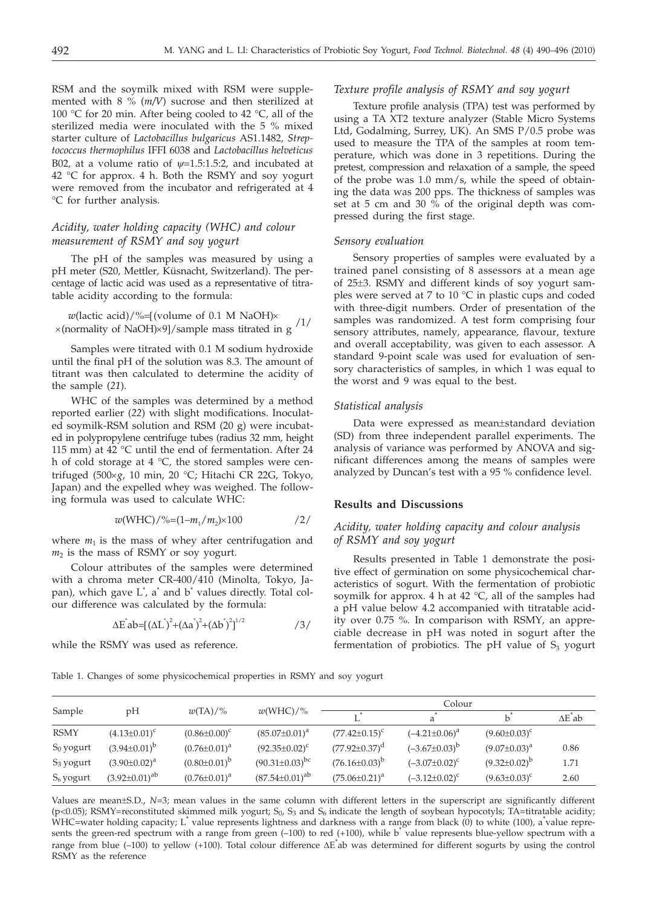RSM and the soymilk mixed with RSM were supplemented with 8 % (*m/V*) sucrose and then sterilized at 100 °C for 20 min. After being cooled to 42 °C, all of the sterilized media were inoculated with the 5 % mixed starter culture of *Lactobacillus bulgaricus* AS1.1482, *Streptococcus thermophilus* IFFI 6038 and *Lactobacillus helveticus* B02, at a volume ratio of $\psi$=1.5:1.5:2, and incubated at 42 °C for approx. 4 h. Both the RSMY and soy yogurt were removed from the incubator and refrigerated at 4 °C for further analysis.

### Acidity, water holding capacity (WHC) and colour measurement of RSMY and soy yogurt

The pH of the samples was measured by using a pH meter (S20, Mettler, Küsnacht, Switzerland). The percentage of lactic acid was used as a representative of titratable acidity according to the formula:

$$w(\text{lactic acid})/\%=[(\text{volume of 0.1 M NaOH})\times(\text{normality of NaOH})\times 9]/\text{sample mass titrated in g} \quad /1/$$

Samples were titrated with 0.1 M sodium hydroxide until the final pH of the solution was 8.3. The amount of titrant was then calculated to determine the acidity of the sample (*21*).

WHC of the samples was determined by a method reported earlier (*22*) with slight modifications. Inoculated soymilk-RSM solution and RSM (20 g) were incubated in polypropylene centrifuge tubes (radius 32 mm, height 115 mm) at 42 °C until the end of fermentation. After 24 h of cold storage at 4 °C, the stored samples were centrifuged (500×*g*, 10 min, 20 °C; Hitachi CR 22G, Tokyo, Japan) and the expelled whey was weighed. The following formula was used to calculate WHC:

$$w(\text{WHC})/\%=(1-m_1/m_2)\times 100 \quad /2/$$

where $m_1$ is the mass of whey after centrifugation and $m_2$ is the mass of RSMY or soy yogurt.

Colour attributes of the samples were determined with a chroma meter CR-400/410 (Minolta, Tokyo, Japan), which gave $L^*$, $a^*$ and $b^*$ values directly. Total colour difference was calculated by the formula:

$$\Delta E^*ab=[(\Delta L^*)^2+(\Delta a^*)^2+(\Delta b^*)^2]^{1/2} \quad /3/$$

while the RSMY was used as reference.

### Texture profile analysis of RSMY and soy yogurt

Texture profile analysis (TPA) test was performed by using a TA XT2 texture analyzer (Stable Micro Systems Ltd, Godalming, Surrey, UK). An SMS P/0.5 probe was used to measure the TPA of the samples at room temperature, which was done in 3 repetitions. During the pretest, compression and relaxation of a sample, the speed of the probe was 1.0 mm/s, while the speed of obtaining the data was 200 pps. The thickness of samples was set at 5 cm and 30 % of the original depth was compressed during the first stage.

### Sensory evaluation

Sensory properties of samples were evaluated by a trained panel consisting of 8 assessors at a mean age of 25±3. RSMY and different kinds of soy yogurt samples were served at 7 to 10 °C in plastic cups and coded with three-digit numbers. Order of presentation of the samples was randomized. A test form comprising four sensory attributes, namely, appearance, flavour, texture and overall acceptability, was given to each assessor. A standard 9-point scale was used for evaluation of sensory characteristics of samples, in which 1 was equal to the worst and 9 was equal to the best.

### Statistical analysis

Data were expressed as mean±standard deviation (SD) from three independent parallel experiments. The analysis of variance was performed by ANOVA and significant differences among the means of samples were analyzed by Duncan's test with a 95 % confidence level.

## Results and Discussions

### Acidity, water holding capacity and colour analysis of RSMY and soy yogurt

Results presented in Table 1 demonstrate the positive effect of germination on some physicochemical characteristics of sogurt. With the fermentation of probiotic soymilk for approx. 4 h at 42 °C, all of the samples had a pH value below 4.2 accompanied with titratable acidity over 0.75 %. In comparison with RSMY, an appreciable decrease in pH was noted in sogurt after the fermentation of probiotics. The pH value of $S_3$ yogurt

Table 1. Changes of some physicochemical properties in RSMY and soy yogurt

| Sample | pH | $w$(TA)/% | $w$(WHC)/% | Colour | | | |
|---|---|---|---|---|---|---|---|
| | | | | $L^*$ | $a^*$ | $b^*$ | $\Delta E^*ab$ |
| RSMY | $(4.13±0.01)^c$ | $(0.86±0.00)^c$ | $(85.07±0.01)^a$ | $(77.42±0.15)^c$ | $(-4.21±0.06)^a$ | $(9.60±0.03)^c$ | |
| $S_0$ yogurt | $(3.94±0.01)^b$ | $(0.76±0.01)^a$ | $(92.35±0.02)^c$ | $(77.92±0.37)^d$ | $(-3.67±0.03)^b$ | $(9.07±0.03)^a$ | 0.86 |
| $S_3$ yogurt | $(3.90±0.02)^a$ | $(0.80±0.01)^b$ | $(90.31±0.03)^{bc}$ | $(76.16±0.03)^b$ | $(-3.07±0.02)^c$ | $(9.32±0.02)^b$ | 1.71 |
| $S_6$ yogurt | $(3.92±0.01)^{ab}$ | $(0.76±0.01)^a$ | $(87.54±0.01)^{ab}$ | $(75.06±0.21)^a$ | $(-3.12±0.02)^c$ | $(9.63±0.03)^c$ | 2.60 |

Values are mean±S.D., $N$=3; mean values in the same column with different letters in the superscript are significantly different ($p<0.05$); RSMY=reconstituted skimmed milk yogurt; $S_0$, $S_3$ and $S_6$ indicate the length of soybean hypocotyls; TA=titratable acidity; WHC=water holding capacity; $L^*$ value represents lightness and darkness with a range from black (0) to white (100), $a^*$ value represents the green-red spectrum with a range from green (–100) to red (+100), while $b^*$ value represents blue-yellow spectrum with a range from blue (–100) to yellow (+100). Total colour difference $\Delta E^*ab$ was determined for different sogurts by using the control RSMY as the reference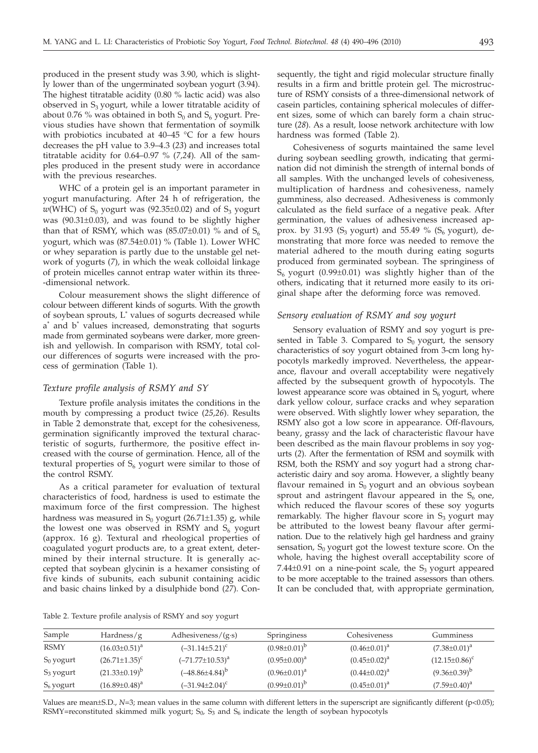produced in the present study was 3.90, which is slightly lower than of the ungerminated soybean yogurt (3.94). The highest titratable acidity (0.80 % lactic acid) was also observed in $S_3$ yogurt, while a lower titratable acidity of about 0.76 % was obtained in both $S_0$ and $S_6$ yogurt. Previous studies have shown that fermentation of soymilk with probiotics incubated at 40–45 °C for a few hours decreases the pH value to 3.9–4.3 (*23*) and increases total titratable acidity for 0.64–0.97 % (*7,24*). All of the samples produced in the present study were in accordance with the previous researches.

WHC of a protein gel is an important parameter in yogurt manufacturing. After 24 h of refrigeration, the *w*(WHC) of $S_0$ yogurt was (92.35±0.02) and of $S_3$ yogurt was (90.31±0.03), and was found to be slightly higher than that of RSMY, which was (85.07±0.01) % and of $S_6$ yogurt, which was (87.54±0.01) % (Table 1). Lower WHC or whey separation is partly due to the unstable gel network of yogurts (*7*), in which the weak colloidal linkage of protein micelles cannot entrap water within its three-dimensional network.

Colour measurement shows the slight difference of colour between different kinds of sogurts. With the growth of soybean sprouts, $L^*$ values of sogurts decreased while $a^*$ and $b^*$ values increased, demonstrating that sogurts made from germinated soybeans were darker, more greenish and yellowish. In comparison with RSMY, total colour differences of sogurts were increased with the process of germination (Table 1).

### *Texture profile analysis of RSMY and SY*

Texture profile analysis imitates the conditions in the mouth by compressing a product twice (*25,26*). Results in Table 2 demonstrate that, except for the cohesiveness, germination significantly improved the textural characteristic of sogurts, furthermore, the positive effect increased with the course of germination. Hence, all of the textural properties of $S_6$ yogurt were similar to those of the control RSMY.

As a critical parameter for evaluation of textural characteristics of food, hardness is used to estimate the maximum force of the first compression. The highest hardness was measured in $S_0$ yogurt (26.71±1.35) g, while the lowest one was observed in RSMY and $S_6$ yogurt (approx. 16 g). Textural and rheological properties of coagulated yogurt products are, to a great extent, determined by their internal structure. It is generally accepted that soybean glycinin is a hexamer consisting of five kinds of subunits, each subunit containing acidic and basic chains linked by a disulphide bond (*27*). Consequently, the tight and rigid molecular structure finally results in a firm and brittle protein gel. The microstructure of RSMY consists of a three-dimensional network of casein particles, containing spherical molecules of different sizes, some of which can barely form a chain structure (*28*). As a result, loose network architecture with low hardness was formed (Table 2).

Cohesiveness of sogurts maintained the same level during soybean seedling growth, indicating that germination did not diminish the strength of internal bonds of all samples. With the unchanged levels of cohesiveness, multiplication of hardness and cohesiveness, namely gumminess, also decreased. Adhesiveness is commonly calculated as the field surface of a negative peak. After germination, the values of adhesiveness increased approx. by 31.93 ($S_3$ yogurt) and 55.49 % ($S_6$ yogurt), demonstrating that more force was needed to remove the material adhered to the mouth during eating sogurts produced from germinated soybean. The springiness of $S_6$ yogurt (0.99±0.01) was slightly higher than of the others, indicating that it returned more easily to its original shape after the deforming force was removed.

### *Sensory evaluation of RSMY and soy yogurt*

Sensory evaluation of RSMY and soy yogurt is presented in Table 3. Compared to $S_0$ yogurt, the sensory characteristics of soy yogurt obtained from 3-cm long hypocotyls markedly improved. Nevertheless, the appearance, flavour and overall acceptability were negatively affected by the subsequent growth of hypocotyls. The lowest appearance score was obtained in $S_6$ yogurt, where dark yellow colour, surface cracks and whey separation were observed. With slightly lower whey separation, the RSMY also got a low score in appearance. Off-flavours, beany, grassy and the lack of characteristic flavour have been described as the main flavour problems in soy yogurts (*2*). After the fermentation of RSM and soymilk with RSM, both the RSMY and soy yogurt had a strong characteristic dairy and soy aroma. However, a slightly beany flavour remained in $S_0$ yogurt and an obvious soybean sprout and astringent flavour appeared in the $S_6$ one, which reduced the flavour scores of these soy yogurts remarkably. The higher flavour score in $S_3$ yogurt may be attributed to the lowest beany flavour after germination. Due to the relatively high gel hardness and grainy sensation, $S_0$ yogurt got the lowest texture score. On the whole, having the highest overall acceptability score of 7.44±0.91 on a nine-point scale, the $S_3$ yogurt appeared to be more acceptable to the trained assessors than others. It can be concluded that, with appropriate germination,

Table 2. Texture profile analysis of RSMY and soy yogurt

| Sample | Hardness/g | Adhesiveness/(g·s) | Springiness | Cohesiveness | Gumminess |
|---|---|---|---|---|---|
| RSMY | $(16.03\pm0.51)^a$ | $(-31.14\pm5.21)^c$ | $(0.98\pm0.01)^b$ | $(0.46\pm0.01)^a$ | $(7.38\pm0.01)^a$ |
| $S_0$ yogurt | $(26.71\pm1.35)^c$ | $(-71.77\pm10.53)^a$ | $(0.95\pm0.00)^a$ | $(0.45\pm0.02)^a$ | $(12.15\pm0.86)^c$ |
| $S_3$ yogurt | $(21.33\pm0.19)^b$ | $(-48.86\pm4.84)^b$ | $(0.96\pm0.01)^a$ | $(0.44\pm0.02)^a$ | $(9.36\pm0.39)^b$ |
| $S_6$ yogurt | $(16.89\pm0.48)^a$ | $(-31.94\pm2.04)^c$ | $(0.99\pm0.01)^b$ | $(0.45\pm0.01)^a$ | $(7.59\pm0.40)^a$ |

Values are mean±S.D., $N=3$; mean values in the same column with different letters in the superscript are significantly different ($p<0.05$); RSMY=reconstituted skimmed milk yogurt; $S_0$, $S_3$ and $S_6$ indicate the length of soybean hypocotyls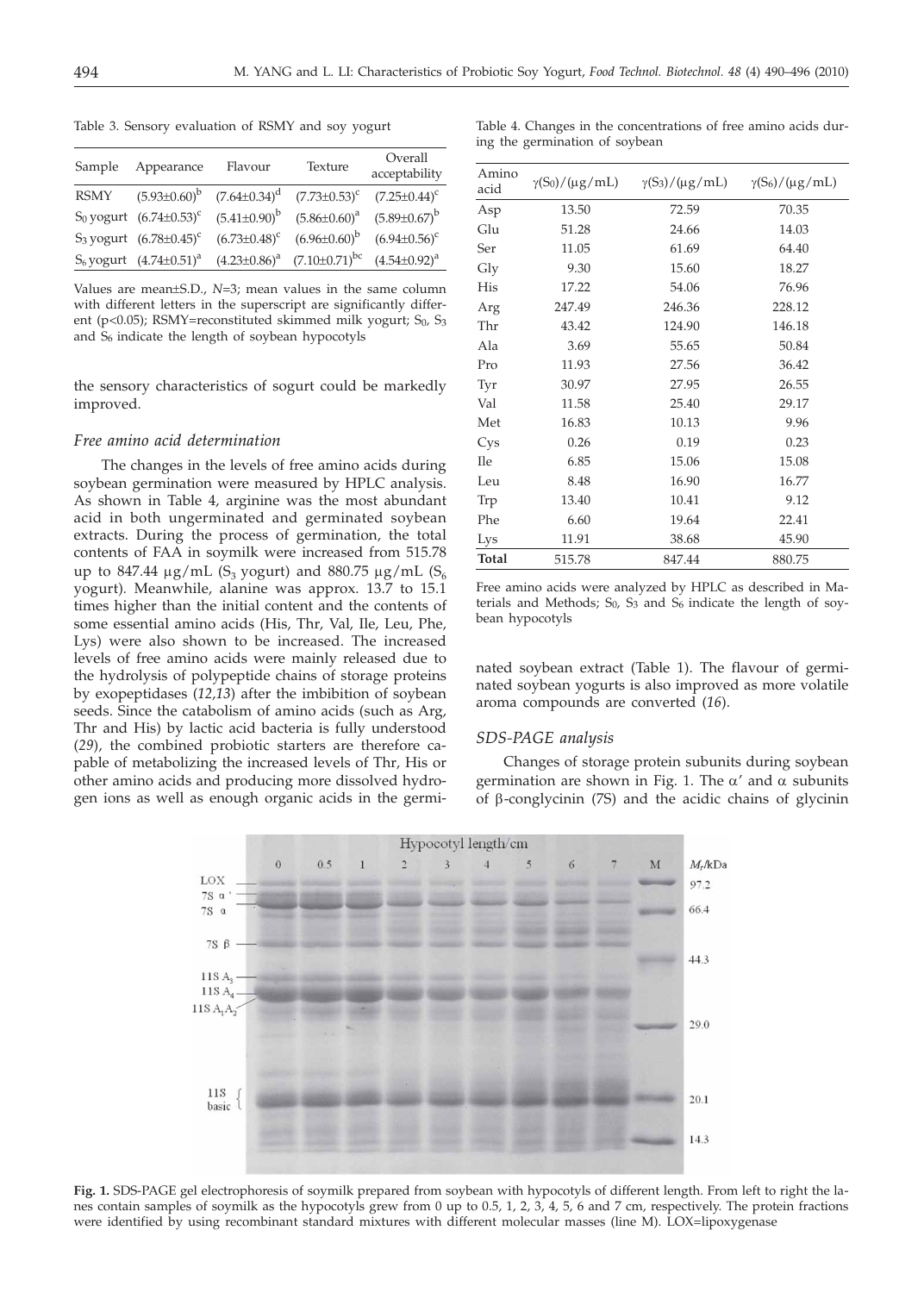Table 3. Sensory evaluation of RSMY and soy yogurt

| Sample | Appearance | Flavour | Texture | Overall acceptability |
|---|---|---|---|---|
| RSMY | $(5.93\pm0.60)^b$ | $(7.64\pm0.34)^d$ | $(7.73\pm0.53)^c$ | $(7.25\pm0.44)^c$ |
| $S_0$ yogurt | $(6.74\pm0.53)^c$ | $(5.41\pm0.90)^b$ | $(5.86\pm0.60)^a$ | $(5.89\pm0.67)^b$ |
| $S_3$ yogurt | $(6.78\pm0.45)^c$ | $(6.73\pm0.48)^c$ | $(6.96\pm0.60)^b$ | $(6.94\pm0.56)^c$ |
| $S_6$ yogurt | $(4.74\pm0.51)^a$ | $(4.23\pm0.86)^a$ | $(7.10\pm0.71)^{bc}$ | $(4.54\pm0.92)^a$ |

Values are mean±S.D., $N$=3; mean values in the same column with different letters in the superscript are significantly different ($p<0.05$); RSMY=reconstituted skimmed milk yogurt; $S_0$, $S_3$ and $S_6$ indicate the length of soybean hypocotyls

the sensory characteristics of sogurt could be markedly improved.

### *Free amino acid determination*

The changes in the levels of free amino acids during soybean germination were measured by HPLC analysis. As shown in Table 4, arginine was the most abundant acid in both ungerminated and germinated soybean extracts. During the process of germination, the total contents of FAA in soymilk were increased from 515.78 up to 847.44 μg/mL ($S_3$ yogurt) and 880.75 μg/mL ($S_6$ yogurt). Meanwhile, alanine was approx. 13.7 to 15.1 times higher than the initial content and the contents of some essential amino acids (His, Thr, Val, Ile, Leu, Phe, Lys) were also shown to be increased. The increased levels of free amino acids were mainly released due to the hydrolysis of polypeptide chains of storage proteins by exopeptidases (*12,13*) after the imbibition of soybean seeds. Since the catabolism of amino acids (such as Arg, Thr and His) by lactic acid bacteria is fully understood (*29*), the combined probiotic starters are therefore capable of metabolizing the increased levels of Thr, His or other amino acids and producing more dissolved hydrogen ions as well as enough organic acids in the germinated soybean extract (Table 1). The flavour of germinated soybean yogurts is also improved as more volatile aroma compounds are converted (*16*).

Table 4. Changes in the concentrations of free amino acids during the germination of soybean

| Amino acid | $\gamma(S_0)/(\mu g/mL)$ | $\gamma(S_3)/(\mu g/mL)$ | $\gamma(S_6)/(\mu g/mL)$ |
|---|---|---|---|
| Asp | 13.50 | 72.59 | 70.35 |
| Glu | 51.28 | 24.66 | 14.03 |
| Ser | 11.05 | 61.69 | 64.40 |
| Gly | 9.30 | 15.60 | 18.27 |
| His | 17.22 | 54.06 | 76.96 |
| Arg | 247.49 | 246.36 | 228.12 |
| Thr | 43.42 | 124.90 | 146.18 |
| Ala | 3.69 | 55.65 | 50.84 |
| Pro | 11.93 | 27.56 | 36.42 |
| Tyr | 30.97 | 27.95 | 26.55 |
| Val | 11.58 | 25.40 | 29.17 |
| Met | 16.83 | 10.13 | 9.96 |
| Cys | 0.26 | 0.19 | 0.23 |
| Ile | 6.85 | 15.06 | 15.08 |
| Leu | 8.48 | 16.90 | 16.77 |
| Trp | 13.40 | 10.41 | 9.12 |
| Phe | 6.60 | 19.64 | 22.41 |
| Lys | 11.91 | 38.68 | 45.90 |
| **Total** | 515.78 | 847.44 | 880.75 |

Free amino acids were analyzed by HPLC as described in Materials and Methods; $S_0$, $S_3$ and $S_6$ indicate the length of soybean hypocotyls

### *SDS-PAGE analysis*

Changes of storage protein subunits during soybean germination are shown in Fig. 1. The α′ and α subunits of β-conglycinin (7S) and the acidic chains of glycinin

**Fig. 1.** SDS-PAGE gel electrophoresis of soymilk prepared from soybean with hypocotyls of different length. From left to right the lanes contain samples of soymilk as the hypocotyls grew from 0 up to 0.5, 1, 2, 3, 4, 5, 6 and 7 cm, respectively. The protein fractions were identified by using recombinant standard mixtures with different molecular masses (line M). LOX=lipoxygenase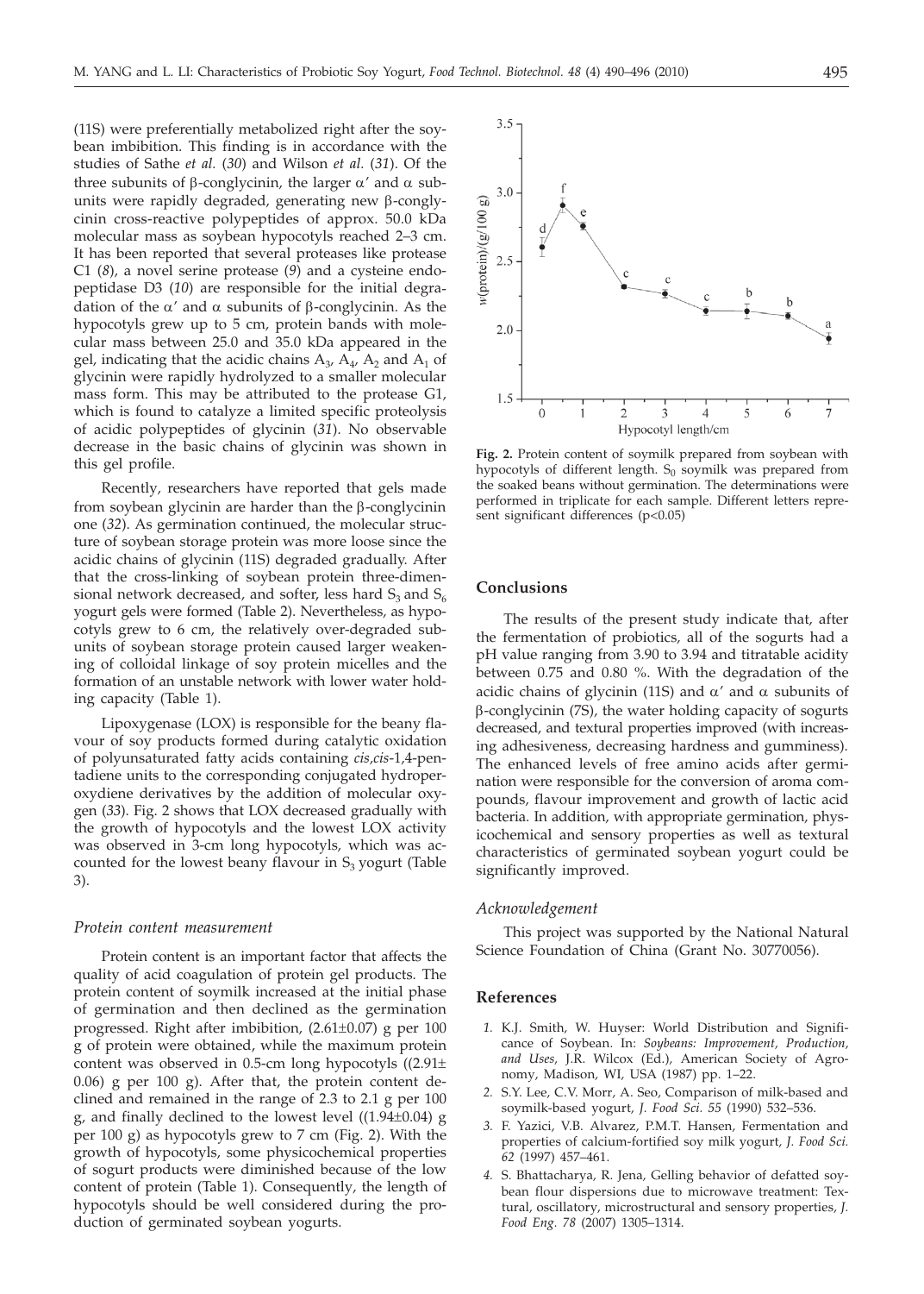(11S) were preferentially metabolized right after the soybean imbibition. This finding is in accordance with the studies of Sathe *et al.* (*30*) and Wilson *et al.* (*31*). Of the three subunits of β-conglycinin, the larger α′ and α subunits were rapidly degraded, generating new β-conglycinin cross-reactive polypeptides of approx. 50.0 kDa molecular mass as soybean hypocotyls reached 2–3 cm. It has been reported that several proteases like protease C1 (*8*), a novel serine protease (*9*) and a cysteine endopeptidase D3 (*10*) are responsible for the initial degradation of the α′ and α subunits of β-conglycinin. As the hypocotyls grew up to 5 cm, protein bands with molecular mass between 25.0 and 35.0 kDa appeared in the gel, indicating that the acidic chains $A_3$, $A_4$, $A_2$ and $A_1$ of glycinin were rapidly hydrolyzed to a smaller molecular mass form. This may be attributed to the protease G1, which is found to catalyze a limited specific proteolysis of acidic polypeptides of glycinin (*31*). No observable decrease in the basic chains of glycinin was shown in this gel profile.

Recently, researchers have reported that gels made from soybean glycinin are harder than the β-conglycinin one (*32*). As germination continued, the molecular structure of soybean storage protein was more loose since the acidic chains of glycinin (11S) degraded gradually. After that the cross-linking of soybean protein three-dimensional network decreased, and softer, less hard $S_3$ and $S_6$ yogurt gels were formed (Table 2). Nevertheless, as hypocotyls grew to 6 cm, the relatively over-degraded subunits of soybean storage protein caused larger weakening of colloidal linkage of soy protein micelles and the formation of an unstable network with lower water holding capacity (Table 1).

Lipoxygenase (LOX) is responsible for the beany flavour of soy products formed during catalytic oxidation of polyunsaturated fatty acids containing *cis*,*cis*-1,4-pentadiene units to the corresponding conjugated hydroperoxydiene derivatives by the addition of molecular oxygen (*33*). Fig. 2 shows that LOX decreased gradually with the growth of hypocotyls and the lowest LOX activity was observed in 3-cm long hypocotyls, which was accounted for the lowest beany flavour in $S_3$ yogurt (Table 3).

### *Protein content measurement*

Protein content is an important factor that affects the quality of acid coagulation of protein gel products. The protein content of soymilk increased at the initial phase of germination and then declined as the germination progressed. Right after imbibition, (2.61±0.07) g per 100 g of protein were obtained, while the maximum protein content was observed in 0.5-cm long hypocotyls ((2.91± 0.06) g per 100 g). After that, the protein content declined and remained in the range of 2.3 to 2.1 g per 100 g, and finally declined to the lowest level ((1.94±0.04) g per 100 g) as hypocotyls grew to 7 cm (Fig. 2). With the growth of hypocotyls, some physicochemical properties of sogurt products were diminished because of the low content of protein (Table 1). Consequently, the length of hypocotyls should be well considered during the production of germinated soybean yogurts.

**Fig. 2.** Protein content of soymilk prepared from soybean with hypocotyls of different length. $S_0$ soymilk was prepared from the soaked beans without germination. The determinations were performed in triplicate for each sample. Different letters represent significant differences ($p<0.05$)

## Conclusions

The results of the present study indicate that, after the fermentation of probiotics, all of the sogurts had a pH value ranging from 3.90 to 3.94 and titratable acidity between 0.75 and 0.80 %. With the degradation of the acidic chains of glycinin (11S) and α′ and α subunits of β-conglycinin (7S), the water holding capacity of sogurts decreased, and textural properties improved (with increasing adhesiveness, decreasing hardness and gumminess). The enhanced levels of free amino acids after germination were responsible for the conversion of aroma compounds, flavour improvement and growth of lactic acid bacteria. In addition, with appropriate germination, physicochemical and sensory properties as well as textural characteristics of germinated soybean yogurt could be significantly improved.

### *Acknowledgement*

This project was supported by the National Natural Science Foundation of China (Grant No. 30770056).

## References

1. K.J. Smith, W. Huyser: World Distribution and Significance of Soybean. In: *Soybeans: Improvement, Production, and Uses*, J.R. Wilcox (Ed.), American Society of Agronomy, Madison, WI, USA (1987) pp. 1–22.
2. S.Y. Lee, C.V. Morr, A. Seo, Comparison of milk-based and soymilk-based yogurt, *J. Food Sci. 55* (1990) 532–536.
3. F. Yazici, V.B. Alvarez, P.M.T. Hansen, Fermentation and properties of calcium-fortified soy milk yogurt, *J. Food Sci. 62* (1997) 457–461.
4. S. Bhattacharya, R. Jena, Gelling behavior of defatted soybean flour dispersions due to microwave treatment: Textural, oscillatory, microstructural and sensory properties, *J. Food Eng. 78* (2007) 1305–1314.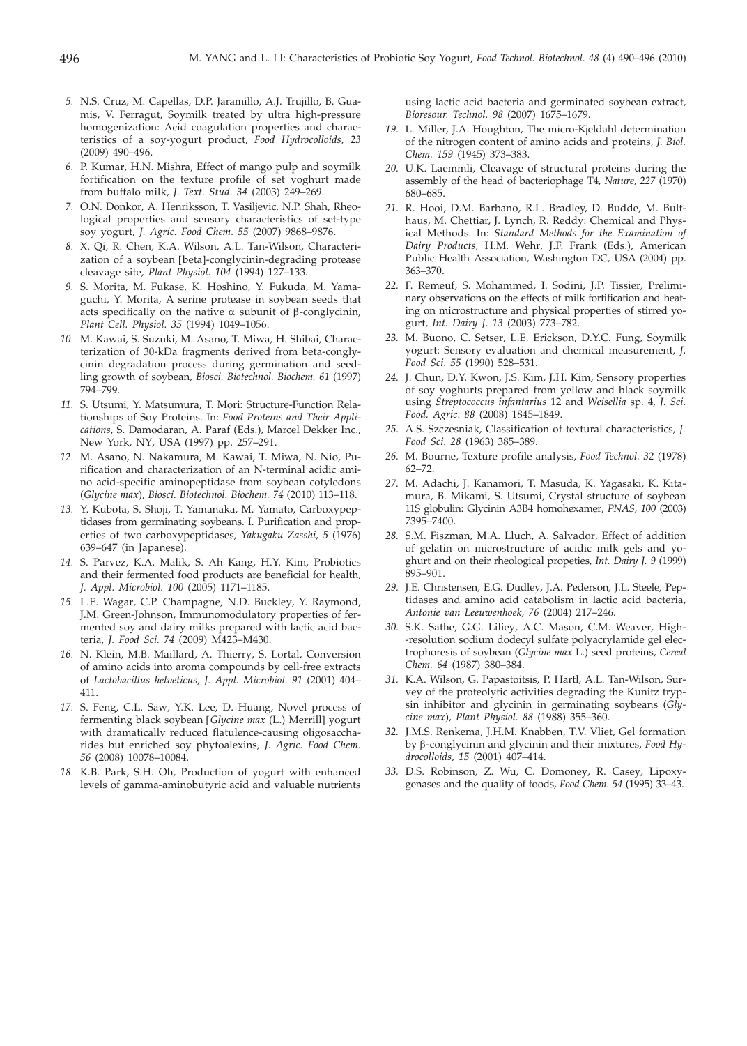5. N.S. Cruz, M. Capellas, D.P. Jaramillo, A.J. Trujillo, B. Guamis, V. Ferragut, Soymilk treated by ultra high-pressure homogenization: Acid coagulation properties and characteristics of a soy-yogurt product, *Food Hydrocolloids, 23* (2009) 490–496.
6. P. Kumar, H.N. Mishra, Effect of mango pulp and soymilk fortification on the texture profile of set yoghurt made from buffalo milk, *J. Text. Stud. 34* (2003) 249–269.
7. O.N. Donkor, A. Henriksson, T. Vasiljevic, N.P. Shah, Rheological properties and sensory characteristics of set-type soy yogurt, *J. Agric. Food Chem. 55* (2007) 9868–9876.
8. X. Qi, R. Chen, K.A. Wilson, A.L. Tan-Wilson, Characterization of a soybean [beta]-conglycinin-degrading protease cleavage site, *Plant Physiol. 104* (1994) 127–133.
9. S. Morita, M. Fukase, K. Hoshino, Y. Fukuda, M. Yamaguchi, Y. Morita, A serine protease in soybean seeds that acts specifically on the native α subunit of β-conglycinin, *Plant Cell. Physiol. 35* (1994) 1049–1056.
10. M. Kawai, S. Suzuki, M. Asano, T. Miwa, H. Shibai, Characterization of 30-kDa fragments derived from beta-conglycinin degradation process during germination and seedling growth of soybean, *Biosci. Biotechnol. Biochem. 61* (1997) 794–799.
11. S. Utsumi, Y. Matsumura, T. Mori: Structure-Function Relationships of Soy Proteins. In: *Food Proteins and Their Applications*, S. Damodaran, A. Paraf (Eds.), Marcel Dekker Inc., New York, NY, USA (1997) pp. 257–291.
12. M. Asano, N. Nakamura, M. Kawai, T. Miwa, N. Nio, Purification and characterization of an N-terminal acidic amino acid-specific aminopeptidase from soybean cotyledons (*Glycine max*), *Biosci. Biotechnol. Biochem. 74* (2010) 113–118.
13. Y. Kubota, S. Shoji, T. Yamanaka, M. Yamato, Carboxypeptidases from germinating soybeans. I. Purification and properties of two carboxypeptidases, *Yakugaku Zasshi, 5* (1976) 639–647 (in Japanese).
14. S. Parvez, K.A. Malik, S. Ah Kang, H.Y. Kim, Probiotics and their fermented food products are beneficial for health, *J. Appl. Microbiol. 100* (2005) 1171–1185.
15. L.E. Wagar, C.P. Champagne, N.D. Buckley, Y. Raymond, J.M. Green-Johnson, Immunomodulatory properties of fermented soy and dairy milks prepared with lactic acid bacteria, *J. Food Sci. 74* (2009) M423–M430.
16. N. Klein, M.B. Maillard, A. Thierry, S. Lortal, Conversion of amino acids into aroma compounds by cell-free extracts of *Lactobacillus helveticus*, *J. Appl. Microbiol. 91* (2001) 404–411.
17. S. Feng, C.L. Saw, Y.K. Lee, D. Huang, Novel process of fermenting black soybean [*Glycine max* (L.) Merrill] yogurt with dramatically reduced flatulence-causing oligosaccharides but enriched soy phytoalexins, *J. Agric. Food Chem. 56* (2008) 10078–10084.
18. K.B. Park, S.H. Oh, Production of yogurt with enhanced levels of gamma-aminobutyric acid and valuable nutrients using lactic acid bacteria and germinated soybean extract, *Bioresour. Technol. 98* (2007) 1675–1679.
19. L. Miller, J.A. Houghton, The micro-Kjeldahl determination of the nitrogen content of amino acids and proteins, *J. Biol. Chem. 159* (1945) 373–383.
20. U.K. Laemmli, Cleavage of structural proteins during the assembly of the head of bacteriophage T4, *Nature, 227* (1970) 680–685.
21. R. Hooi, D.M. Barbano, R.L. Bradley, D. Budde, M. Bulthaus, M. Chettiar, J. Lynch, R. Reddy: Chemical and Physical Methods. In: *Standard Methods for the Examination of Dairy Products*, H.M. Wehr, J.F. Frank (Eds.), American Public Health Association, Washington DC, USA (2004) pp. 363–370.
22. F. Remeuf, S. Mohammed, I. Sodini, J.P. Tissier, Preliminary observations on the effects of milk fortification and heating on microstructure and physical properties of stirred yogurt, *Int. Dairy J. 13* (2003) 773–782.
23. M. Buono, C. Setser, L.E. Erickson, D.Y.C. Fung, Soymilk yogurt: Sensory evaluation and chemical measurement, *J. Food Sci. 55* (1990) 528–531.
24. J. Chun, D.Y. Kwon, J.S. Kim, J.H. Kim, Sensory properties of soy yoghurts prepared from yellow and black soymilk using *Streptococcus infantarius* 12 and *Weisellia* sp. 4, *J. Sci. Food. Agric. 88* (2008) 1845–1849.
25. A.S. Szczesniak, Classification of textural characteristics, *J. Food Sci. 28* (1963) 385–389.
26. M. Bourne, Texture profile analysis, *Food Technol. 32* (1978) 62–72.
27. M. Adachi, J. Kanamori, T. Masuda, K. Yagasaki, K. Kitamura, B. Mikami, S. Utsumi, Crystal structure of soybean 11S globulin: Glycinin A3B4 homohexamer, *PNAS, 100* (2003) 7395–7400.
28. S.M. Fiszman, M.A. Lluch, A. Salvador, Effect of addition of gelatin on microstructure of acidic milk gels and yoghurt and on their rheological propeties, *Int. Dairy J. 9* (1999) 895–901.
29. J.E. Christensen, E.G. Dudley, J.A. Pederson, J.L. Steele, Peptidases and amino acid catabolism in lactic acid bacteria, *Antonie van Leeuwenhoek, 76* (2004) 217–246.
30. S.K. Sathe, G.G. Liliey, A.C. Mason, C.M. Weaver, High-resolution sodium dodecyl sulfate polyacrylamide gel electrophoresis of soybean (*Glycine max* L.) seed proteins, *Cereal Chem. 64* (1987) 380–384.
31. K.A. Wilson, G. Papastoitsis, P. Hartl, A.L. Tan-Wilson, Survey of the proteolytic activities degrading the Kunitz trypsin inhibitor and glycinin in germinating soybeans (*Glycine max*), *Plant Physiol. 88* (1988) 355–360.
32. J.M.S. Renkema, J.H.M. Knabben, T.V. Vliet, Gel formation by β-conglycinin and glycinin and their mixtures, *Food Hydrocolloids, 15* (2001) 407–414.
33. D.S. Robinson, Z. Wu, C. Domoney, R. Casey, Lipoxygenases and the quality of foods, *Food Chem. 54* (1995) 33–43.